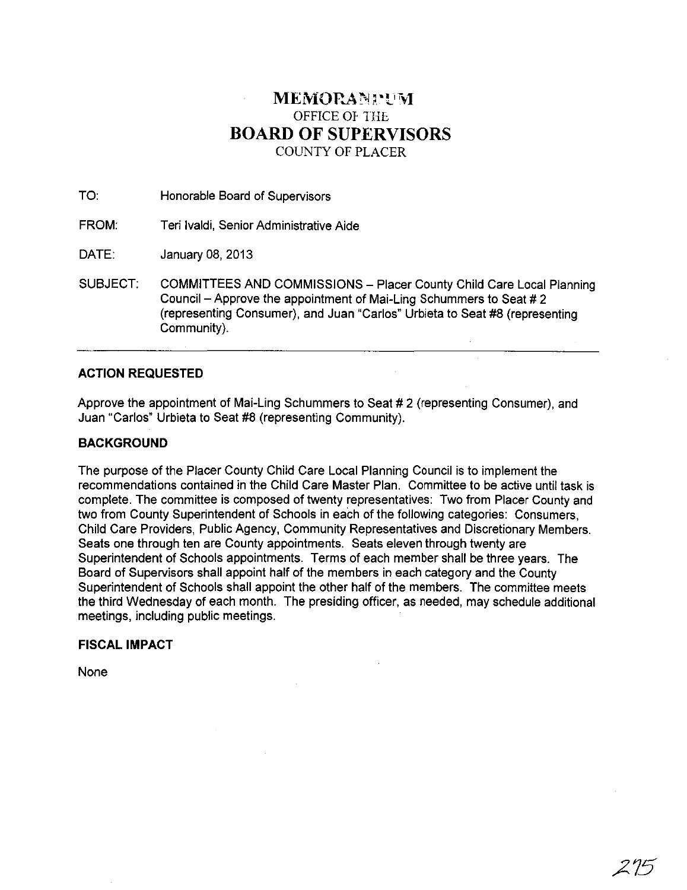# MEMORANDUM
## OFFICE OF THE
# BOARD OF SUPERVISORS
### COUNTY OF PLACER

TO: Honorable Board of Supervisors

FROM: Teri Ivaldi, Senior Administrative Aide

DATE: January 08, 2013

SUBJECT: COMMITTEES AND COMMISSIONS – Placer County Child Care Local Planning Council – Approve the appointment of Mai-Ling Schummers to Seat # 2 (representing Consumer), and Juan "Carlos" Urbieta to Seat #8 (representing Community).

---

**ACTION REQUESTED**

Approve the appointment of Mai-Ling Schummers to Seat # 2 (representing Consumer), and Juan "Carlos" Urbieta to Seat #8 (representing Community).

**BACKGROUND**

The purpose of the Placer County Child Care Local Planning Council is to implement the recommendations contained in the Child Care Master Plan. Committee to be active until task is complete. The committee is composed of twenty representatives: Two from Placer County and two from County Superintendent of Schools in each of the following categories: Consumers, Child Care Providers, Public Agency, Community Representatives and Discretionary Members. Seats one through ten are County appointments. Seats eleven through twenty are Superintendent of Schools appointments. Terms of each member shall be three years. The Board of Supervisors shall appoint half of the members in each category and the County Superintendent of Schools shall appoint the other half of the members. The committee meets the third Wednesday of each month. The presiding officer, as needed, may schedule additional meetings, including public meetings.

**FISCAL IMPACT**

None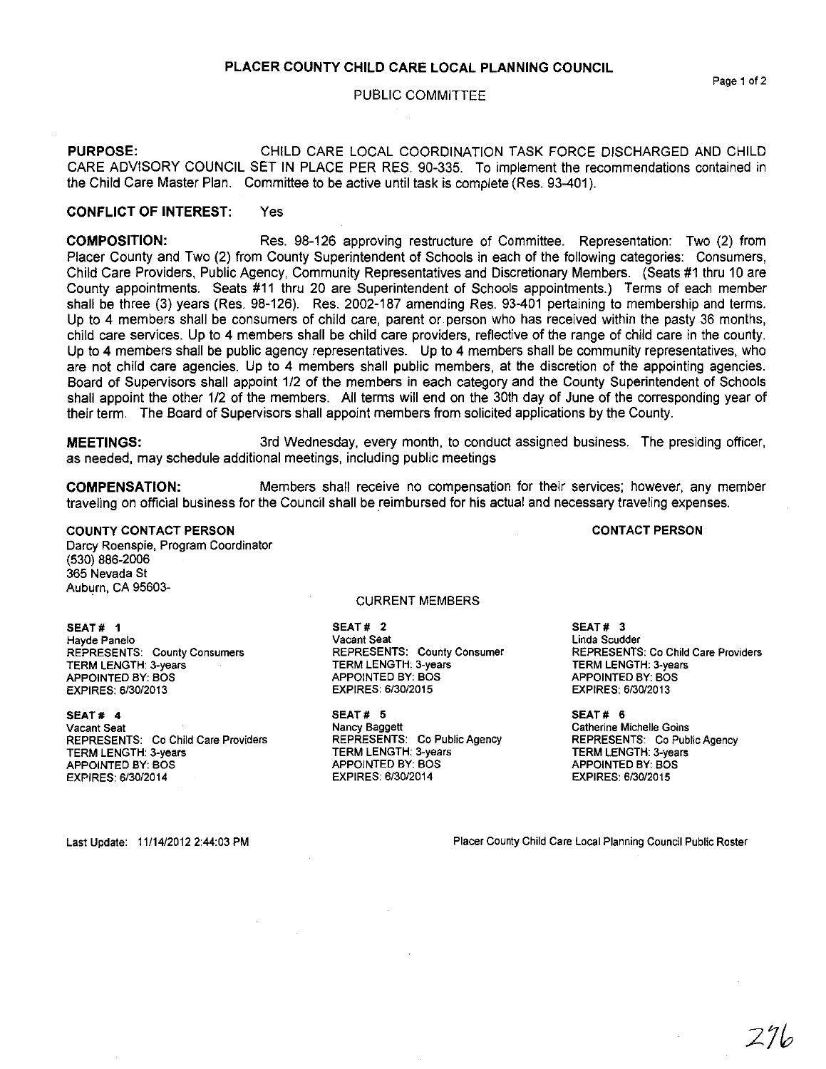# PLACER COUNTY CHILD CARE LOCAL PLANNING COUNCIL

## PUBLIC COMMITTEE

**PURPOSE:** CHILD CARE LOCAL COORDINATION TASK FORCE DISCHARGED AND CHILD CARE ADVISORY COUNCIL SET IN PLACE PER RES. 90-335. To implement the recommendations contained in the Child Care Master Plan. Committee to be active until task is complete (Res. 93-401).

**CONFLICT OF INTEREST:** Yes

**COMPOSITION:** Res. 98-126 approving restructure of Committee. Representation: Two (2) from Placer County and Two (2) from County Superintendent of Schools in each of the following categories: Consumers, Child Care Providers, Public Agency, Community Representatives and Discretionary Members. (Seats #1 thru 10 are County appointments. Seats #11 thru 20 are Superintendent of Schools appointments.) Terms of each member shall be three (3) years (Res. 98-126). Res. 2002-187 amending Res. 93-401 pertaining to membership and terms. Up to 4 members shall be consumers of child care, parent or person who has received within the pasty 36 months, child care services. Up to 4 members shall be child care providers, reflective of the range of child care in the county. Up to 4 members shall be public agency representatives. Up to 4 members shall be community representatives, who are not child care agencies. Up to 4 members shall public members, at the discretion of the appointing agencies. Board of Supervisors shall appoint 1/2 of the members in each category and the County Superintendent of Schools shall appoint the other 1/2 of the members. All terms will end on the 30th day of June of the corresponding year of their term. The Board of Supervisors shall appoint members from solicited applications by the County.

**MEETINGS:** 3rd Wednesday, every month, to conduct assigned business. The presiding officer, as needed, may schedule additional meetings, including public meetings

**COMPENSATION:** Members shall receive no compensation for their services; however, any member traveling on official business for the Council shall be reimbursed for his actual and necessary traveling expenses.

**COUNTY CONTACT PERSON**
Darcy Roenspie, Program Coordinator
(530) 886-2006
365 Nevada St
Auburn, CA 95603-

**CONTACT PERSON**

CURRENT MEMBERS

**SEAT # 1**
Hayde Panelo
REPRESENTS: County Consumers
TERM LENGTH: 3-years
APPOINTED BY: BOS
EXPIRES: 6/30/2013

**SEAT # 2**
Vacant Seat
REPRESENTS: County Consumer
TERM LENGTH: 3-years
APPOINTED BY: BOS
EXPIRES: 6/30/2015

**SEAT # 3**
Linda Scudder
REPRESENTS: Co Child Care Providers
TERM LENGTH: 3-years
APPOINTED BY: BOS
EXPIRES: 6/30/2013

**SEAT # 4**
Vacant Seat
REPRESENTS: Co Child Care Providers
TERM LENGTH: 3-years
APPOINTED BY: BOS
EXPIRES: 6/30/2014

**SEAT # 5**
Nancy Baggett
REPRESENTS: Co Public Agency
TERM LENGTH: 3-years
APPOINTED BY: BOS
EXPIRES: 6/30/2014

**SEAT # 6**
Catherine Michelle Goins
REPRESENTS: Co Public Agency
TERM LENGTH: 3-years
APPOINTED BY: BOS
EXPIRES: 6/30/2015

Last Update: 11/14/2012 2:44:03 PM

Placer County Child Care Local Planning Council Public Roster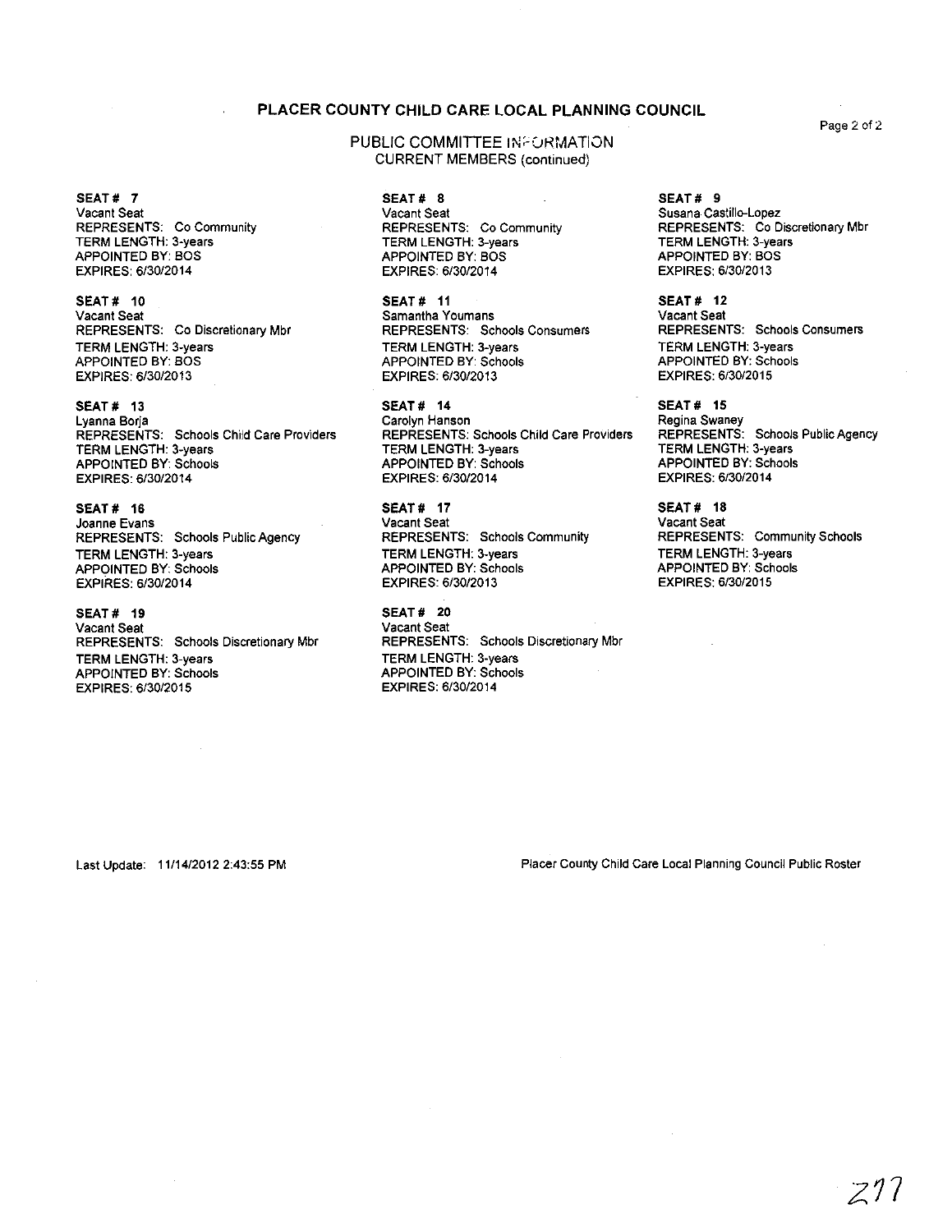# PLACER COUNTY CHILD CARE LOCAL PLANNING COUNCIL

## PUBLIC COMMITTEE INFORMATION
CURRENT MEMBERS (continued)

**SEAT # 7**
Vacant Seat
REPRESENTS: Co Community
TERM LENGTH: 3-years
APPOINTED BY: BOS
EXPIRES: 6/30/2014

**SEAT # 8**
Vacant Seat
REPRESENTS: Co Community
TERM LENGTH: 3-years
APPOINTED BY: BOS
EXPIRES: 6/30/2014

**SEAT # 9**
Susana Castillo-Lopez
REPRESENTS: Co Discretionary Mbr
TERM LENGTH: 3-years
APPOINTED BY: BOS
EXPIRES: 6/30/2013

**SEAT # 10**
Vacant Seat
REPRESENTS: Co Discretionary Mbr
TERM LENGTH: 3-years
APPOINTED BY: BOS
EXPIRES: 6/30/2013

**SEAT # 11**
Samantha Youmans
REPRESENTS: Schools Consumers
TERM LENGTH: 3-years
APPOINTED BY: Schools
EXPIRES: 6/30/2013

**SEAT # 12**
Vacant Seat
REPRESENTS: Schools Consumers
TERM LENGTH: 3-years
APPOINTED BY: Schools
EXPIRES: 6/30/2015

**SEAT # 13**
Lyanna Borja
REPRESENTS: Schools Child Care Providers
TERM LENGTH: 3-years
APPOINTED BY: Schools
EXPIRES: 6/30/2014

**SEAT # 14**
Carolyn Hanson
REPRESENTS: Schools Child Care Providers
TERM LENGTH: 3-years
APPOINTED BY: Schools
EXPIRES: 6/30/2014

**SEAT # 15**
Regina Swaney
REPRESENTS: Schools Public Agency
TERM LENGTH: 3-years
APPOINTED BY: Schools
EXPIRES: 6/30/2014

**SEAT # 16**
Joanne Evans
REPRESENTS: Schools Public Agency
TERM LENGTH: 3-years
APPOINTED BY: Schools
EXPIRES: 6/30/2014

**SEAT # 17**
Vacant Seat
REPRESENTS: Schools Community
TERM LENGTH: 3-years
APPOINTED BY: Schools
EXPIRES: 6/30/2013

**SEAT # 18**
Vacant Seat
REPRESENTS: Community Schools
TERM LENGTH: 3-years
APPOINTED BY: Schools
EXPIRES: 6/30/2015

**SEAT # 19**
Vacant Seat
REPRESENTS: Schools Discretionary Mbr
TERM LENGTH: 3-years
APPOINTED BY: Schools
EXPIRES: 6/30/2015

**SEAT # 20**
Vacant Seat
REPRESENTS: Schools Discretionary Mbr
TERM LENGTH: 3-years
APPOINTED BY: Schools
EXPIRES: 6/30/2014

Last Update: 11/14/2012 2:43:55 PM

Placer County Child Care Local Planning Council Public Roster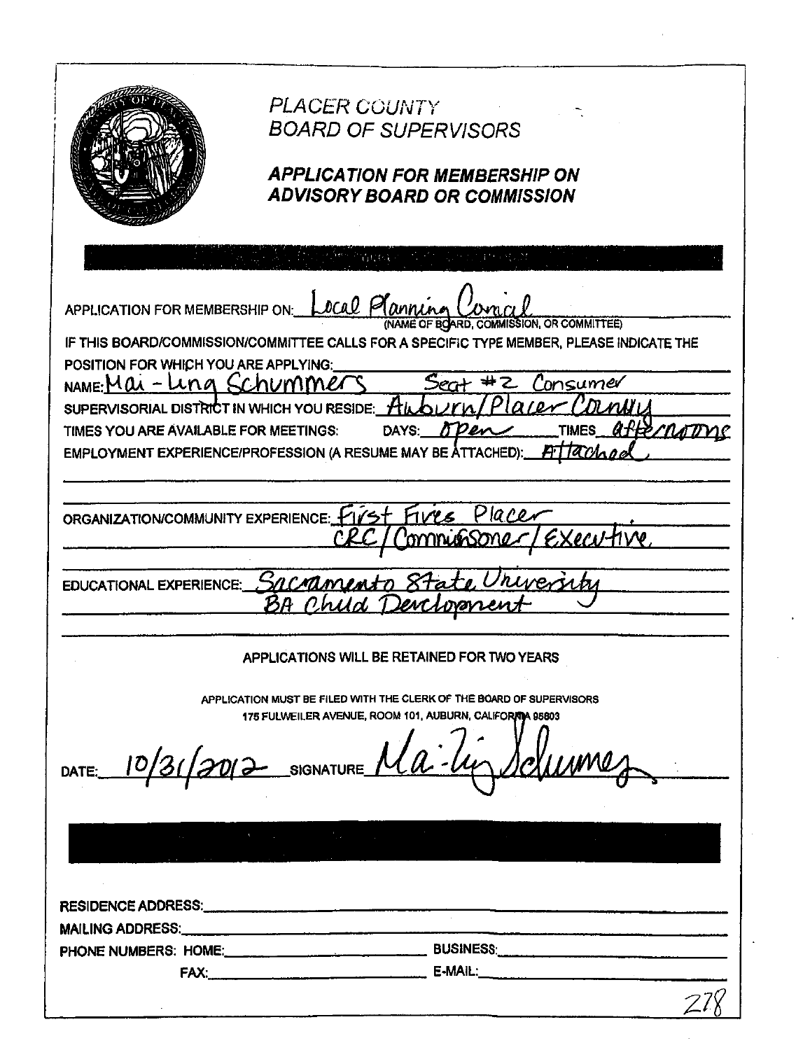# PLACER COUNTY
# BOARD OF SUPERVISORS

## APPLICATION FOR MEMBERSHIP ON ADVISORY BOARD OR COMMISSION

APPLICATION FOR MEMBERSHIP ON: Local Planning Council
(NAME OF BOARD, COMMISSION, OR COMMITTEE)

IF THIS BOARD/COMMISSION/COMMITTEE CALLS FOR A SPECIFIC TYPE MEMBER, PLEASE INDICATE THE POSITION FOR WHICH YOU ARE APPLYING: Seat #2 Consumer

NAME: Mai-Ling Schummers

SUPERVISORIAL DISTRICT IN WHICH YOU RESIDE: Auburn/Placer County

TIMES YOU ARE AVAILABLE FOR MEETINGS: DAYS: Open TIMES: afternoons

EMPLOYMENT EXPERIENCE/PROFESSION (A RESUME MAY BE ATTACHED): Attached

ORGANIZATION/COMMUNITY EXPERIENCE: First Fives Placer CRC/Commissioner/Executive

EDUCATIONAL EXPERIENCE: Sacramento State University BA Child Development

APPLICATIONS WILL BE RETAINED FOR TWO YEARS

APPLICATION MUST BE FILED WITH THE CLERK OF THE BOARD OF SUPERVISORS
175 FULWEILER AVENUE, ROOM 101, AUBURN, CALIFORNIA 95603

DATE: 10/31/2012 SIGNATURE: Mai-Ling Schummers

RESIDENCE ADDRESS:

MAILING ADDRESS:

PHONE NUMBERS: HOME: BUSINESS:

FAX: E-MAIL: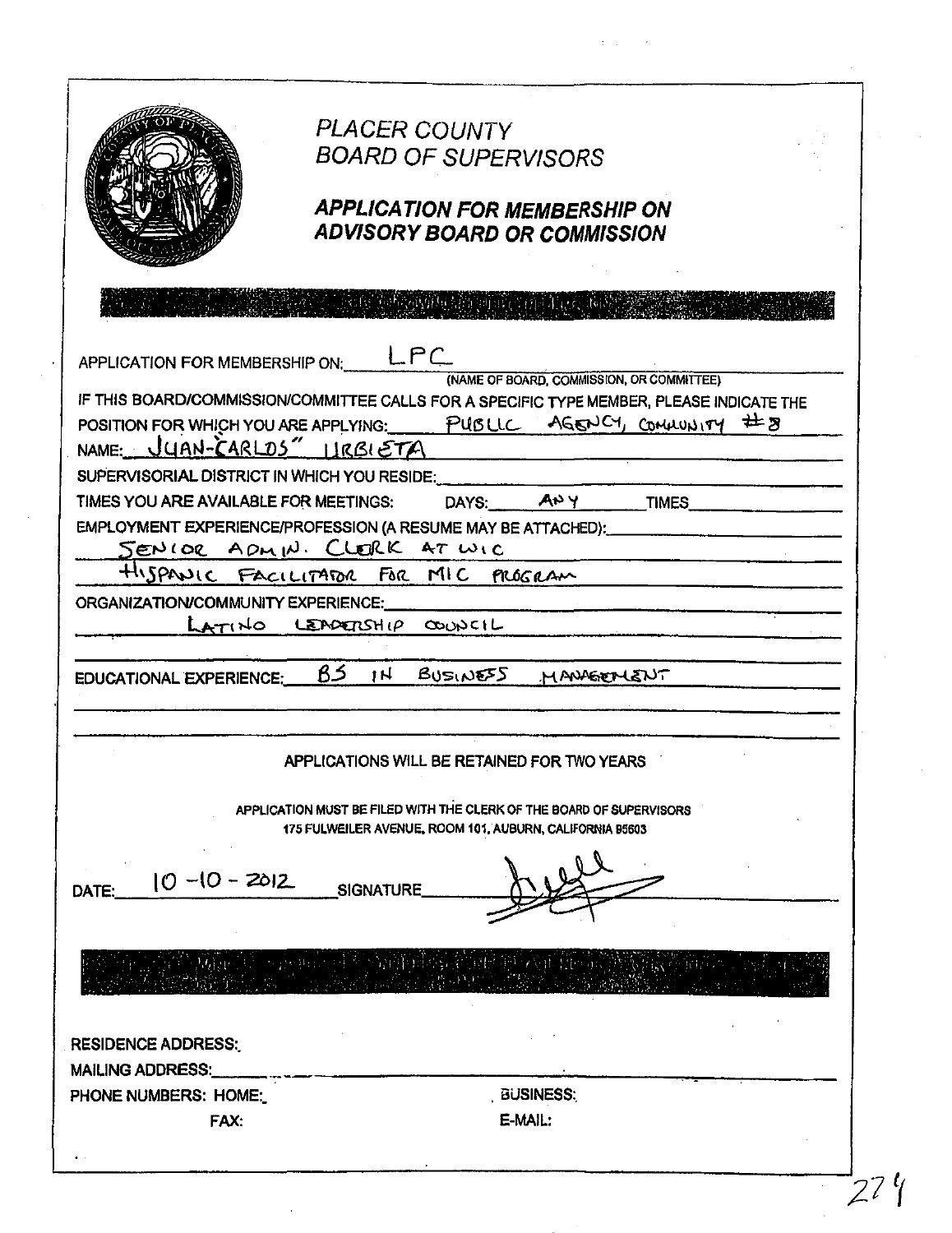# PLACER COUNTY
# BOARD OF SUPERVISORS

## APPLICATION FOR MEMBERSHIP ON ADVISORY BOARD OR COMMISSION

APPLICATION FOR MEMBERSHIP ON: LPC
(NAME OF BOARD, COMMISSION, OR COMMITTEE)

IF THIS BOARD/COMMISSION/COMMITTEE CALLS FOR A SPECIFIC TYPE MEMBER, PLEASE INDICATE THE POSITION FOR WHICH YOU ARE APPLYING: PUBLIC AGENCY, COMMUNITY #8

NAME: JUAN-CARLOS" URBIETA

SUPERVISORIAL DISTRICT IN WHICH YOU RESIDE:

TIMES YOU ARE AVAILABLE FOR MEETINGS: DAYS: ANY TIMES

EMPLOYMENT EXPERIENCE/PROFESSION (A RESUME MAY BE ATTACHED):
SENIOR ADMIN. CLERK AT WIC
HISPANIC FACILITATOR FOR MIC PROGRAM

ORGANIZATION/COMMUNITY EXPERIENCE:
LATINO LEADERSHIP COUNCIL

EDUCATIONAL EXPERIENCE: BS IN BUSINESS MANAGEMENT

APPLICATIONS WILL BE RETAINED FOR TWO YEARS

APPLICATION MUST BE FILED WITH THE CLERK OF THE BOARD OF SUPERVISORS
175 FULWEILER AVENUE, ROOM 101, AUBURN, CALIFORNIA 95603

DATE: 10-10-2012 SIGNATURE [signature]

RESIDENCE ADDRESS:

MAILING ADDRESS:

PHONE NUMBERS: HOME: BUSINESS:

FAX: E-MAIL: